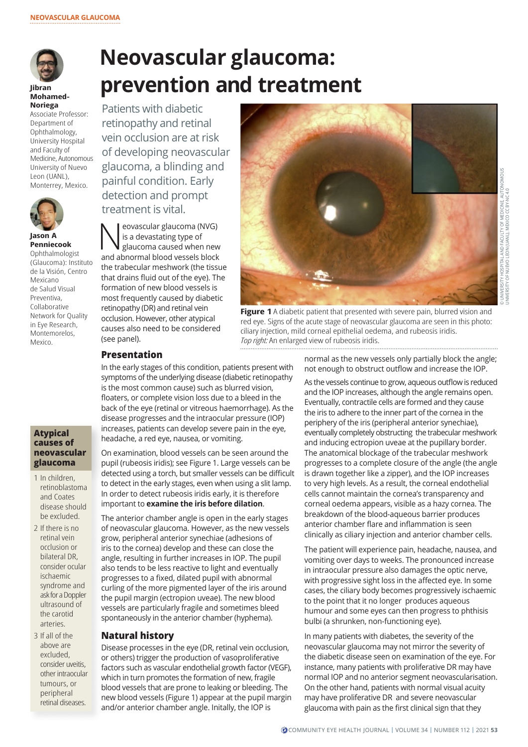# Neovascular glaucoma: prevention and treatment

**Jibran Mohamed-Noriega**
Associate Professor: Department of Ophthalmology, University Hospital and Faculty of Medicine, Autonomous University of Nuevo Leon (UANL), Monterrey, Mexico.

**Jason A Penniecook**
Ophthalmologist (Glaucoma): Instituto de la Visión, Centro Mexicano de Salud Visual Preventiva, Collaborative Network for Quality in Eye Research, Montemorelos, Mexico.

Patients with diabetic retinopathy and retinal vein occlusion are at risk of developing neovascular glaucoma, a blinding and painful condition. Early detection and prompt treatment is vital.

Neovascular glaucoma (NVG) is a devastating type of glaucoma caused when new and abnormal blood vessels block the trabecular meshwork (the tissue that drains fluid out of the eye). The formation of new blood vessels is most frequently caused by diabetic retinopathy (DR) and retinal vein occlusion. However, other atypical causes also need to be considered (see panel).

**Figure 1** A diabetic patient that presented with severe pain, blurred vision and red eye. Signs of the acute stage of neovascular glaucoma are seen in this photo: ciliary injection, mild corneal epithelial oedema, and rubeosis iridis. *Top right:* An enlarged view of rubeosis iridis.

© UNIVERSITY HOSPITAL AND FACULTY OF MEDICINE, AUTONOMOUS UNIVERSITY OF NUEVO LEON (UANL), MEXICO CC BY-NC 4.0

## Presentation

In the early stages of this condition, patients present with symptoms of the underlying disease (diabetic retinopathy is the most common cause) such as blurred vision, floaters, or complete vision loss due to a bleed in the back of the eye (retinal or vitreous haemorrhage). As the disease progresses and the intraocular pressure (IOP) increases, patients can develop severe pain in the eye, headache, a red eye, nausea, or vomiting.

On examination, blood vessels can be seen around the pupil (rubeosis iridis); see Figure 1. Large vessels can be detected using a torch, but smaller vessels can be difficult to detect in the early stages, even when using a slit lamp. In order to detect rubeosis iridis early, it is therefore important to **examine the iris before dilation**.

The anterior chamber angle is open in the early stages of neovascular glaucoma. However, as the new vessels grow, peripheral anterior synechiae (adhesions of iris to the cornea) develop and these can close the angle, resulting in further increases in IOP. The pupil also tends to be less reactive to light and eventually progresses to a fixed, dilated pupil with abnormal curling of the more pigmented layer of the iris around the pupil margin (ectropion uveae). The new blood vessels are particularly fragile and sometimes bleed spontaneously in the anterior chamber (hyphema).

## Natural history

Disease processes in the eye (DR, retinal vein occlusion, or others) trigger the production of vasoproliferative factors such as vascular endothelial growth factor (VEGF), which in turn promotes the formation of new, fragile blood vessels that are prone to leaking or bleeding. The new blood vessels (Figure 1) appear at the pupil margin and/or anterior chamber angle. Initally, the IOP is normal as the new vessels only partially block the angle; not enough to obstruct outflow and increase the IOP.

As the vessels continue to grow, aqueous outflow is reduced and the IOP increases, although the angle remains open. Eventually, contractile cells are formed and they cause the iris to adhere to the inner part of the cornea in the periphery of the iris (peripheral anterior synechiae), eventually completely obstructing the trabecular meshwork and inducing ectropion uveae at the pupillary border. The anatomical blockage of the trabecular meshwork progresses to a complete closure of the angle (the angle is drawn together like a zipper), and the IOP increases to very high levels. As a result, the corneal endothelial cells cannot maintain the cornea's transparency and corneal oedema appears, visible as a hazy cornea. The breakdown of the blood-aqueous barrier produces anterior chamber flare and inflammation is seen clinically as ciliary injection and anterior chamber cells.

The patient will experience pain, headache, nausea, and vomiting over days to weeks. The pronounced increase in intraocular pressure also damages the optic nerve, with progressive sight loss in the affected eye. In some cases, the ciliary body becomes progressively ischaemic to the point that it no longer produces aqueous humour and some eyes can then progress to phthisis bulbi (a shrunken, non-functioning eye).

In many patients with diabetes, the severity of the neovascular glaucoma may not mirror the severity of the diabetic disease seen on examination of the eye. For instance, many patients with proliferative DR may have normal IOP and no anterior segment neovascularisation. On the other hand, patients with normal visual acuity may have proliferative DR and severe neovascular glaucoma with pain as the first clinical sign that they

### Atypical causes of neovascular glaucoma

1. In children, retinoblastoma and Coates disease should be excluded.
2. If there is no retinal vein occlusion or bilateral DR, consider ocular ischaemic syndrome and ask for a Doppler ultrasound of the carotid arteries.
3. If all of the above are excluded, consider uveitis, other intraocular tumours, or peripheral retinal diseases.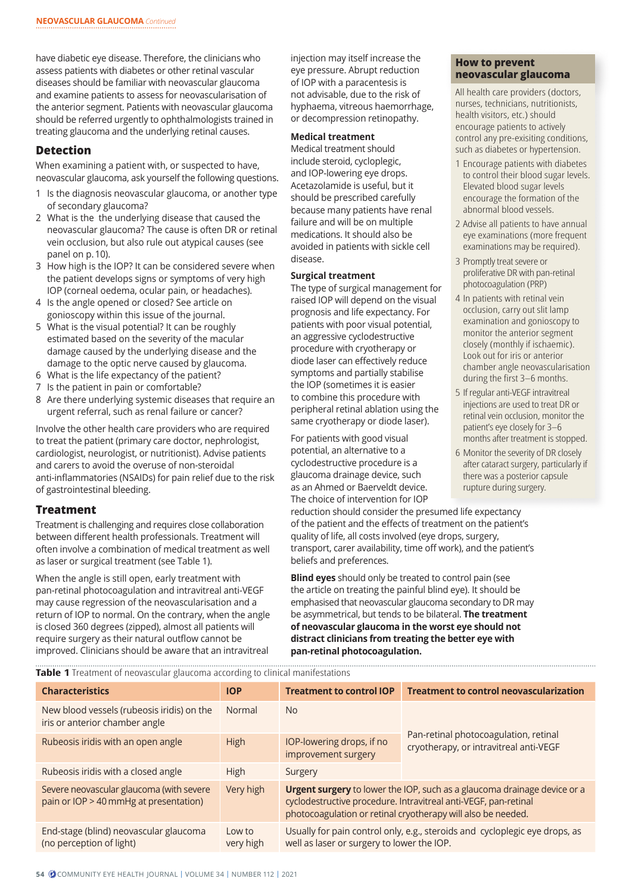have diabetic eye disease. Therefore, the clinicians who assess patients with diabetes or other retinal vascular diseases should be familiar with neovascular glaucoma and examine patients to assess for neovascularisation of the anterior segment. Patients with neovascular glaucoma should be referred urgently to ophthalmologists trained in treating glaucoma and the underlying retinal causes.

## Detection

When examining a patient with, or suspected to have, neovascular glaucoma, ask yourself the following questions.

1. Is the diagnosis neovascular glaucoma, or another type of secondary glaucoma?
2. What is the the underlying disease that caused the neovascular glaucoma? The cause is often DR or retinal vein occlusion, but also rule out atypical causes (see panel on p. 10).
3. How high is the IOP? It can be considered severe when the patient develops signs or symptoms of very high IOP (corneal oedema, ocular pain, or headaches).
4. Is the angle opened or closed? See article on gonioscopy within this issue of the journal.
5. What is the visual potential? It can be roughly estimated based on the severity of the macular damage caused by the underlying disease and the damage to the optic nerve caused by glaucoma.
6. What is the life expectancy of the patient?
7. Is the patient in pain or comfortable?
8. Are there underlying systemic diseases that require an urgent referral, such as renal failure or cancer?

Involve the other health care providers who are required to treat the patient (primary care doctor, nephrologist, cardiologist, neurologist, or nutritionist). Advise patients and carers to avoid the overuse of non-steroidal anti-inflammatories (NSAIDs) for pain relief due to the risk of gastrointestinal bleeding.

## Treatment

Treatment is challenging and requires close collaboration between different health professionals. Treatment will often involve a combination of medical treatment as well as laser or surgical treatment (see Table 1).

When the angle is still open, early treatment with pan-retinal photocoagulation and intravitreal anti-VEGF may cause regression of the neovascularisation and a return of IOP to normal. On the contrary, when the angle is closed 360 degrees (zipped), almost all patients will require surgery as their natural outflow cannot be improved. Clinicians should be aware that an intravitreal injection may itself increase the eye pressure. Abrupt reduction of IOP with a paracentesis is not advisable, due to the risk of hyphaema, vitreous haemorrhage, or decompression retinopathy.

### Medical treatment

Medical treatment should include steroid, cycloplegic, and IOP-lowering eye drops. Acetazolamide is useful, but it should be prescribed carefully because many patients have renal failure and will be on multiple medications. It should also be avoided in patients with sickle cell disease.

### Surgical treatment

The type of surgical management for raised IOP will depend on the visual prognosis and life expectancy. For patients with poor visual potential, an aggressive cyclodestructive procedure with cryotherapy or diode laser can effectively reduce symptoms and partially stabilise the IOP (sometimes it is easier to combine this procedure with peripheral retinal ablation using the same cryotherapy or diode laser).

For patients with good visual potential, an alternative to a cyclodestructive procedure is a glaucoma drainage device, such as an Ahmed or Baerveldt device. The choice of intervention for IOP reduction should consider the presumed life expectancy of the patient and the effects of treatment on the patient's quality of life, all costs involved (eye drops, surgery, transport, carer availability, time off work), and the patient's beliefs and preferences.

**Blind eyes** should only be treated to control pain (see the article on treating the painful blind eye). It should be emphasised that neovascular glaucoma secondary to DR may be asymmetrical, but tends to be bilateral. **The treatment of neovascular glaucoma in the worst eye should not distract clinicians from treating the better eye with pan-retinal photocoagulation.**

## How to prevent neovascular glaucoma

All health care providers (doctors, nurses, technicians, nutritionists, health visitors, etc.) should encourage patients to actively control any pre-exisiting conditions, such as diabetes or hypertension.

1. Encourage patients with diabetes to control their blood sugar levels. Elevated blood sugar levels encourage the formation of the abnormal blood vessels.
2. Advise all patients to have annual eye examinations (more frequent examinations may be required).
3. Promptly treat severe or proliferative DR with pan-retinal photocoagulation (PRP)
4. In patients with retinal vein occlusion, carry out slit lamp examination and gonioscopy to monitor the anterior segment closely (monthly if ischaemic). Look out for iris or anterior chamber angle neovascularisation during the first 3–6 months.
5. If regular anti-VEGF intravitreal injections are used to treat DR or retinal vein occlusion, monitor the patient's eye closely for 3–6 months after treatment is stopped.
6. Monitor the severity of DR closely after cataract surgery, particularly if there was a posterior capsule rupture during surgery.

**Table 1** Treatment of neovascular glaucoma according to clinical manifestations

| Characteristics | IOP | Treatment to control IOP | Treatment to control neovascularization |
|---|---|---|---|
| New blood vessels (rubeosis iridis) on the iris or anterior chamber angle | Normal | No | Pan-retinal photocoagulation, retinal cryotherapy, or intravitreal anti-VEGF |
| Rubeosis iridis with an open angle | High | IOP-lowering drops, if no improvement surgery | |
| Rubeosis iridis with a closed angle | High | Surgery | |
| Severe neovascular glaucoma (with severe pain or IOP > 40 mmHg at presentation) | Very high | **Urgent surgery** to lower the IOP, such as a glaucoma drainage device or a cyclodestructive procedure. Intravitreal anti-VEGF, pan-retinal photocoagulation or retinal cryotherapy will also be needed. | |
| End-stage (blind) neovascular glaucoma (no perception of light) | Low to very high | Usually for pain control only, e.g., steroids and cycloplegic eye drops, as well as laser or surgery to lower the IOP. | |